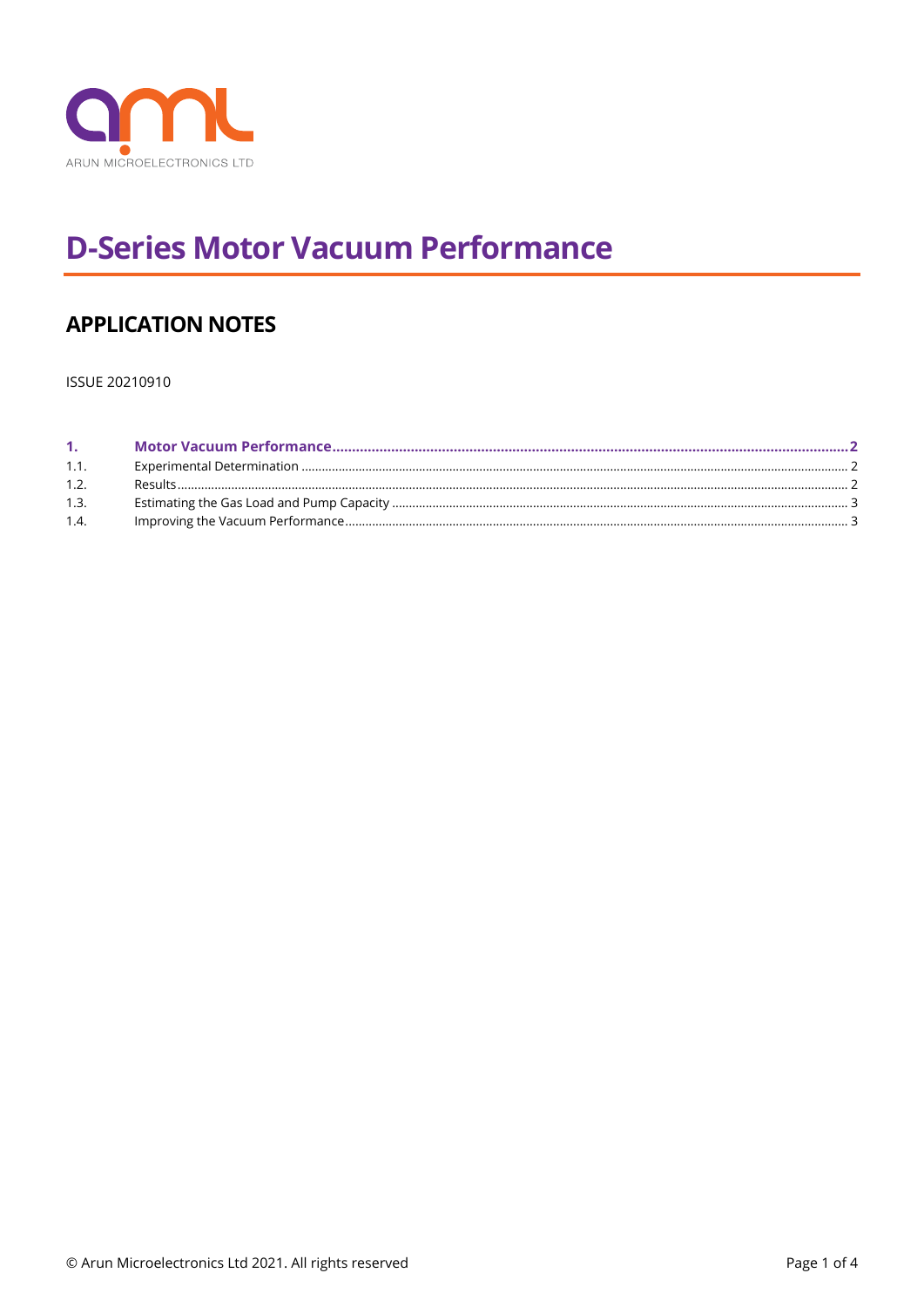ARUN MICROELECTRONICS LTD

# D-Series Motor Vacuum Performance

## APPLICATION NOTES

ISSUE 20210910

| | | |
|---|---|---|
| **1.** | **Motor Vacuum Performance** | **2** |
| 1.1. | Experimental Determination | 2 |
| 1.2. | Results | 2 |
| 1.3. | Estimating the Gas Load and Pump Capacity | 3 |
| 1.4. | Improving the Vacuum Performance | 3 |

© Arun Microelectronics Ltd 2021. All rights reserved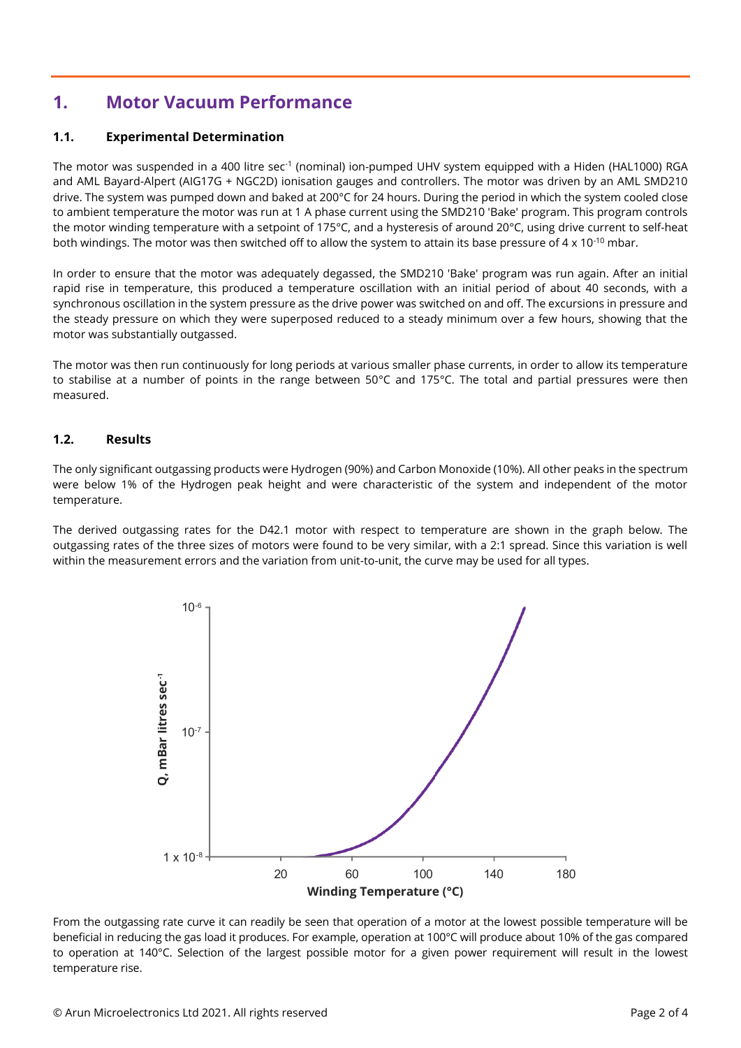# 1. Motor Vacuum Performance

## 1.1. Experimental Determination

The motor was suspended in a 400 litre $sec^{-1}$ (nominal) ion-pumped UHV system equipped with a Hiden (HAL1000) RGA and AML Bayard-Alpert (AIG17G + NGC2D) ionisation gauges and controllers. The motor was driven by an AML SMD210 drive. The system was pumped down and baked at 200°C for 24 hours. During the period in which the system cooled close to ambient temperature the motor was run at 1 A phase current using the SMD210 'Bake' program. This program controls the motor winding temperature with a setpoint of 175°C, and a hysteresis of around 20°C, using drive current to self-heat both windings. The motor was then switched off to allow the system to attain its base pressure of $4 \times 10^{-10}$ mbar.

In order to ensure that the motor was adequately degassed, the SMD210 'Bake' program was run again. After an initial rapid rise in temperature, this produced a temperature oscillation with an initial period of about 40 seconds, with a synchronous oscillation in the system pressure as the drive power was switched on and off. The excursions in pressure and the steady pressure on which they were superposed reduced to a steady minimum over a few hours, showing that the motor was substantially outgassed.

The motor was then run continuously for long periods at various smaller phase currents, in order to allow its temperature to stabilise at a number of points in the range between 50°C and 175°C. The total and partial pressures were then measured.

## 1.2. Results

The only significant outgassing products were Hydrogen (90%) and Carbon Monoxide (10%). All other peaks in the spectrum were below 1% of the Hydrogen peak height and were characteristic of the system and independent of the motor temperature.

The derived outgassing rates for the D42.1 motor with respect to temperature are shown in the graph below. The outgassing rates of the three sizes of motors were found to be very similar, with a 2:1 spread. Since this variation is well within the measurement errors and the variation from unit-to-unit, the curve may be used for all types.

From the outgassing rate curve it can readily be seen that operation of a motor at the lowest possible temperature will be beneficial in reducing the gas load it produces. For example, operation at 100°C will produce about 10% of the gas compared to operation at 140°C. Selection of the largest possible motor for a given power requirement will result in the lowest temperature rise.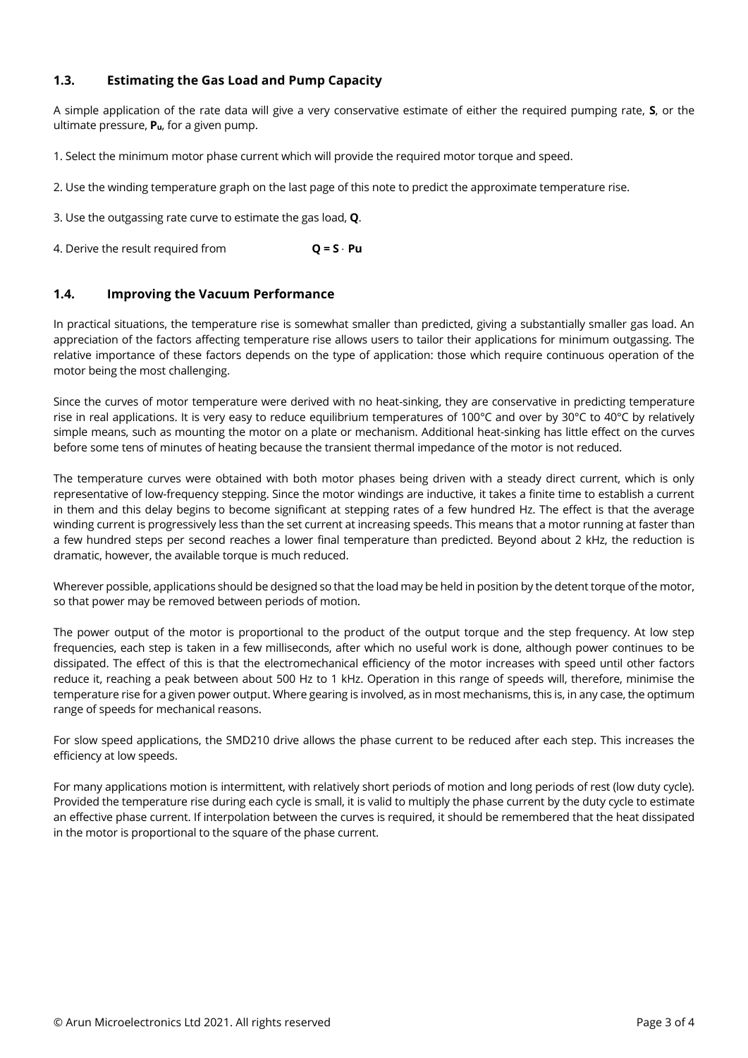### 1.3. Estimating the Gas Load and Pump Capacity

A simple application of the rate data will give a very conservative estimate of either the required pumping rate, **S**, or the ultimate pressure, $\mathbf{P_u}$, for a given pump.

1. Select the minimum motor phase current which will provide the required motor torque and speed.

2. Use the winding temperature graph on the last page of this note to predict the approximate temperature rise.

3. Use the outgassing rate curve to estimate the gas load, **Q**.

4. Derive the result required from $\mathbf{Q = S \cdot Pu}$

### 1.4. Improving the Vacuum Performance

In practical situations, the temperature rise is somewhat smaller than predicted, giving a substantially smaller gas load. An appreciation of the factors affecting temperature rise allows users to tailor their applications for minimum outgassing. The relative importance of these factors depends on the type of application: those which require continuous operation of the motor being the most challenging.

Since the curves of motor temperature were derived with no heat-sinking, they are conservative in predicting temperature rise in real applications. It is very easy to reduce equilibrium temperatures of 100°C and over by 30°C to 40°C by relatively simple means, such as mounting the motor on a plate or mechanism. Additional heat-sinking has little effect on the curves before some tens of minutes of heating because the transient thermal impedance of the motor is not reduced.

The temperature curves were obtained with both motor phases being driven with a steady direct current, which is only representative of low-frequency stepping. Since the motor windings are inductive, it takes a finite time to establish a current in them and this delay begins to become significant at stepping rates of a few hundred Hz. The effect is that the average winding current is progressively less than the set current at increasing speeds. This means that a motor running at faster than a few hundred steps per second reaches a lower final temperature than predicted. Beyond about 2 kHz, the reduction is dramatic, however, the available torque is much reduced.

Wherever possible, applications should be designed so that the load may be held in position by the detent torque of the motor, so that power may be removed between periods of motion.

The power output of the motor is proportional to the product of the output torque and the step frequency. At low step frequencies, each step is taken in a few milliseconds, after which no useful work is done, although power continues to be dissipated. The effect of this is that the electromechanical efficiency of the motor increases with speed until other factors reduce it, reaching a peak between about 500 Hz to 1 kHz. Operation in this range of speeds will, therefore, minimise the temperature rise for a given power output. Where gearing is involved, as in most mechanisms, this is, in any case, the optimum range of speeds for mechanical reasons.

For slow speed applications, the SMD210 drive allows the phase current to be reduced after each step. This increases the efficiency at low speeds.

For many applications motion is intermittent, with relatively short periods of motion and long periods of rest (low duty cycle). Provided the temperature rise during each cycle is small, it is valid to multiply the phase current by the duty cycle to estimate an effective phase current. If interpolation between the curves is required, it should be remembered that the heat dissipated in the motor is proportional to the square of the phase current.

© Arun Microelectronics Ltd 2021. All rights reserved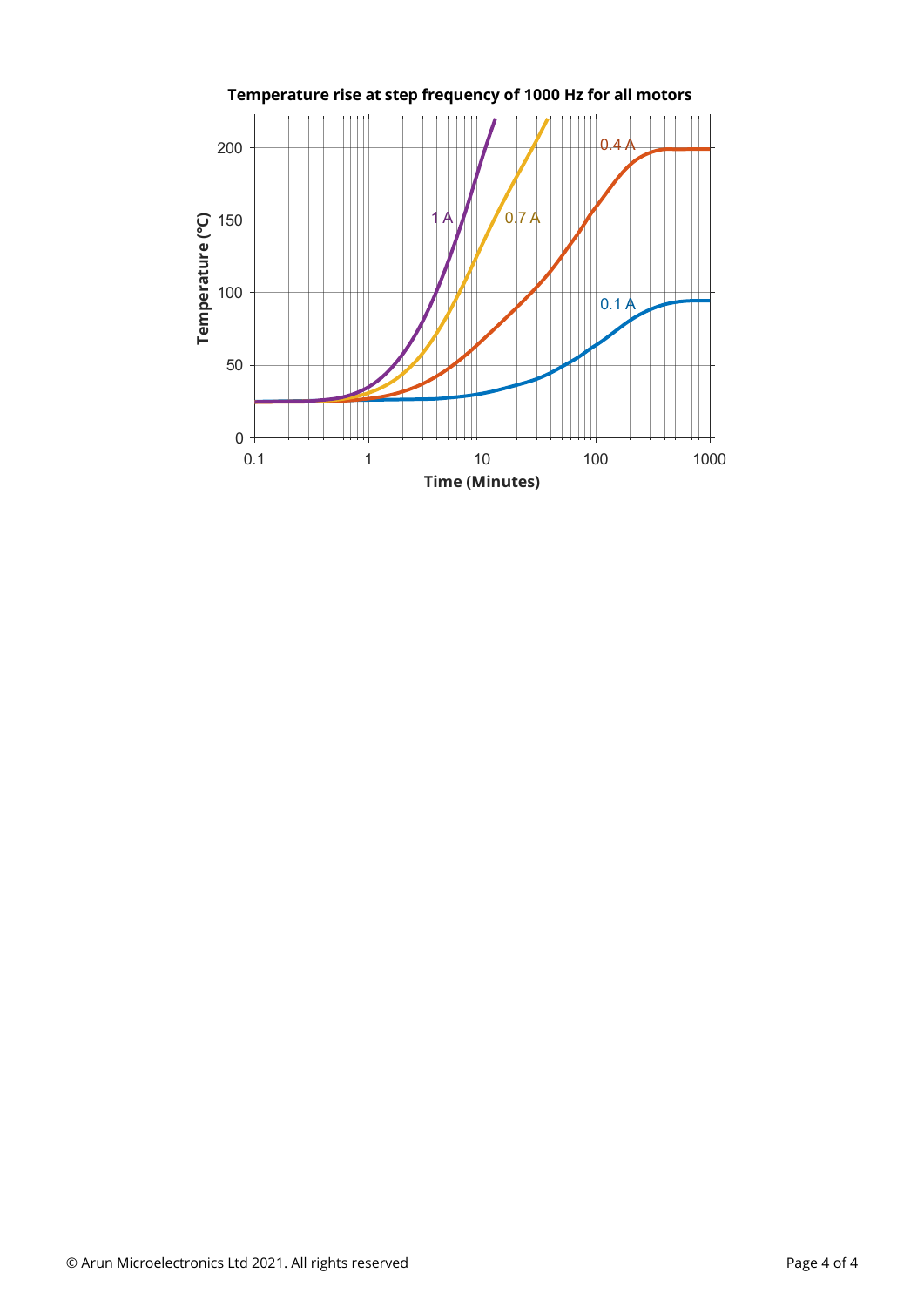**Temperature rise at step frequency of 1000 Hz for all motors**

Temperature (°C)

200

150

100

50

0

0.1

1

10

100

1000

Time (Minutes)

1 A

0.7 A

0.4 A

0.1 A

© Arun Microelectronics Ltd 2021. All rights reserved